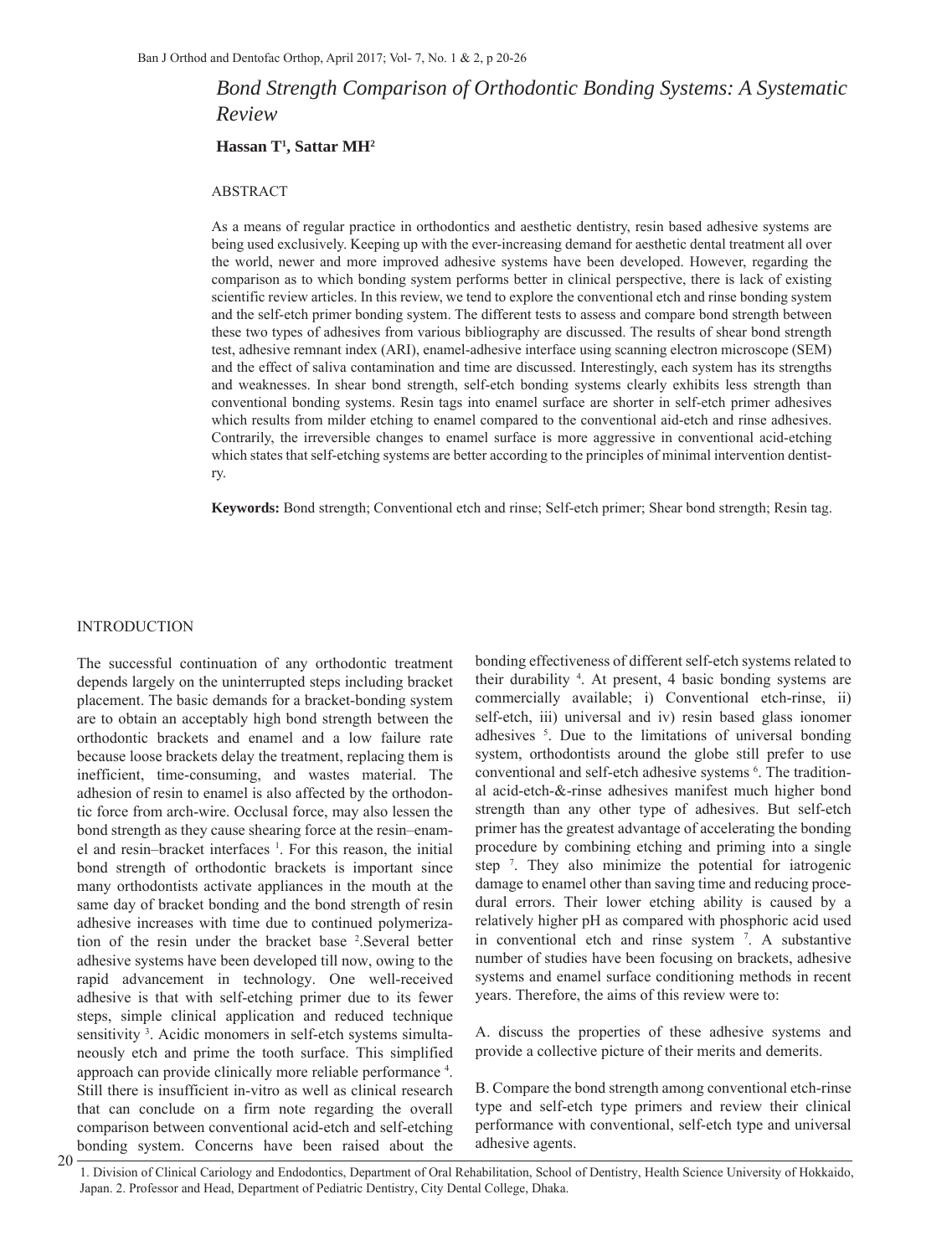# Bond Strength Comparison of Orthodontic Bonding Systems: A Systematic Review

**Hassan T[1], Sattar MH[2]**

## ABSTRACT

As a means of regular practice in orthodontics and aesthetic dentistry, resin based adhesive systems are being used exclusively. Keeping up with the ever-increasing demand for aesthetic dental treatment all over the world, newer and more improved adhesive systems have been developed. However, regarding the comparison as to which bonding system performs better in clinical perspective, there is lack of existing scientific review articles. In this review, we tend to explore the conventional etch and rinse bonding system and the self-etch primer bonding system. The different tests to assess and compare bond strength between these two types of adhesives from various bibliography are discussed. The results of shear bond strength test, adhesive remnant index (ARI), enamel-adhesive interface using scanning electron microscope (SEM) and the effect of saliva contamination and time are discussed. Interestingly, each system has its strengths and weaknesses. In shear bond strength, self-etch bonding systems clearly exhibits less strength than conventional bonding systems. Resin tags into enamel surface are shorter in self-etch primer adhesives which results from milder etching to enamel compared to the conventional aid-etch and rinse adhesives. Contrarily, the irreversible changes to enamel surface is more aggressive in conventional acid-etching which states that self-etching systems are better according to the principles of minimal intervention dentistry.

**Keywords:** Bond strength; Conventional etch and rinse; Self-etch primer; Shear bond strength; Resin tag.

## INTRODUCTION

The successful continuation of any orthodontic treatment depends largely on the uninterrupted steps including bracket placement. The basic demands for a bracket-bonding system are to obtain an acceptably high bond strength between the orthodontic brackets and enamel and a low failure rate because loose brackets delay the treatment, replacing them is inefficient, time-consuming, and wastes material. The adhesion of resin to enamel is also affected by the orthodontic force from arch-wire. Occlusal force, may also lessen the bond strength as they cause shearing force at the resin–enamel and resin–bracket interfaces [1]. For this reason, the initial bond strength of orthodontic brackets is important since many orthodontists activate appliances in the mouth at the same day of bracket bonding and the bond strength of resin adhesive increases with time due to continued polymerization of the resin under the bracket base [2].Several better adhesive systems have been developed till now, owing to the rapid advancement in technology. One well-received adhesive is that with self-etching primer due to its fewer steps, simple clinical application and reduced technique sensitivity [3]. Acidic monomers in self-etch systems simultaneously etch and prime the tooth surface. This simplified approach can provide clinically more reliable performance [4]. Still there is insufficient in-vitro as well as clinical research that can conclude on a firm note regarding the overall comparison between conventional acid-etch and self-etching bonding system. Concerns have been raised about the bonding effectiveness of different self-etch systems related to their durability [4]. At present, 4 basic bonding systems are commercially available; i) Conventional etch-rinse, ii) self-etch, iii) universal and iv) resin based glass ionomer adhesives [5]. Due to the limitations of universal bonding system, orthodontists around the globe still prefer to use conventional and self-etch adhesive systems [6]. The traditional acid-etch-&-rinse adhesives manifest much higher bond strength than any other type of adhesives. But self-etch primer has the greatest advantage of accelerating the bonding procedure by combining etching and priming into a single step [7]. They also minimize the potential for iatrogenic damage to enamel other than saving time and reducing procedural errors. Their lower etching ability is caused by a relatively higher pH as compared with phosphoric acid used in conventional etch and rinse system [7]. A substantive number of studies have been focusing on brackets, adhesive systems and enamel surface conditioning methods in recent years. Therefore, the aims of this review were to:

A. discuss the properties of these adhesive systems and provide a collective picture of their merits and demerits.

B. Compare the bond strength among conventional etch-rinse type and self-etch type primers and review their clinical performance with conventional, self-etch type and universal adhesive agents.

1. Division of Clinical Cariology and Endodontics, Department of Oral Rehabilitation, School of Dentistry, Health Science University of Hokkaido, Japan. 2. Professor and Head, Department of Pediatric Dentistry, City Dental College, Dhaka.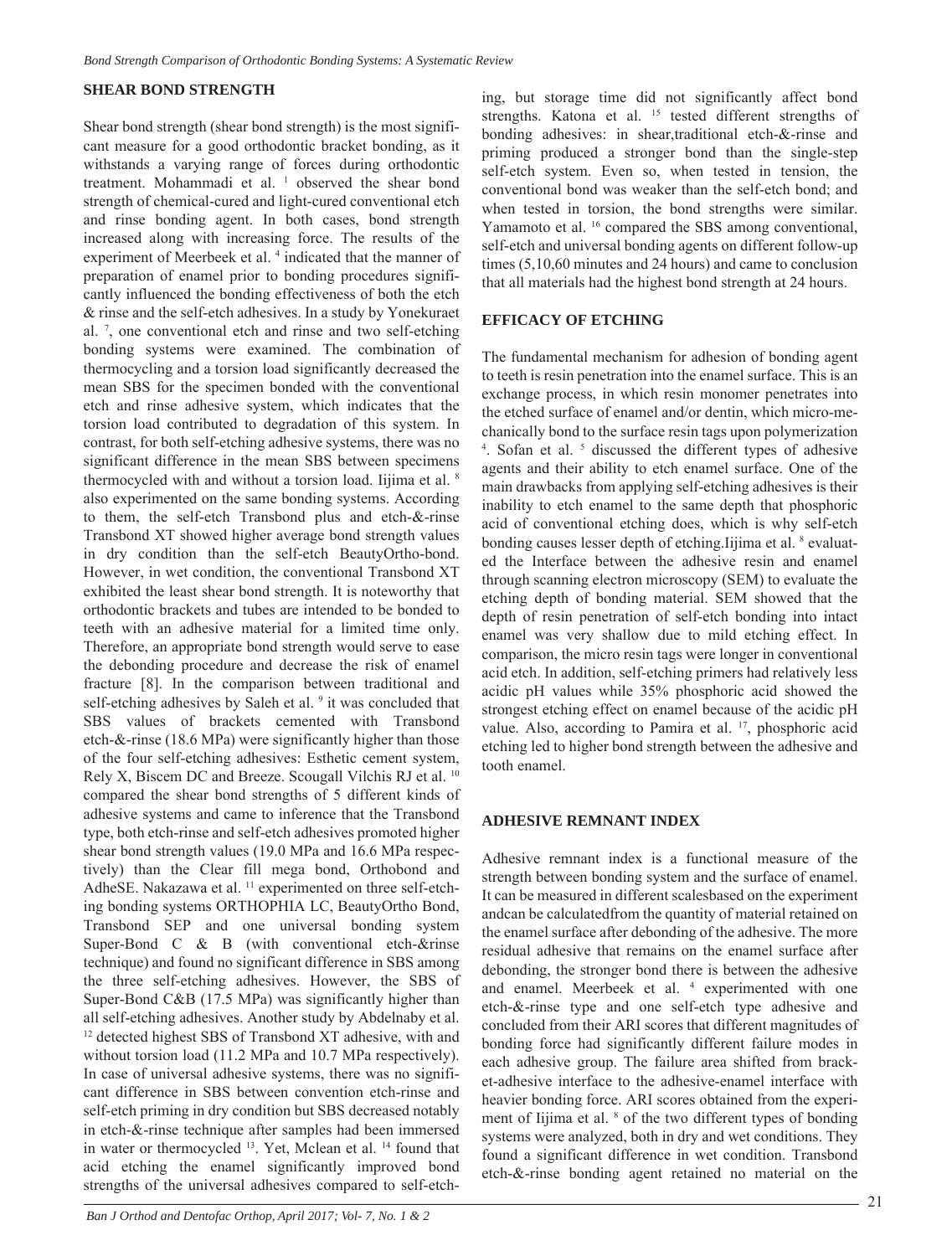## SHEAR BOND STRENGTH

Shear bond strength (shear bond strength) is the most significant measure for a good orthodontic bracket bonding, as it withstands a varying range of forces during orthodontic treatment. Mohammadi et al. [1] observed the shear bond strength of chemical-cured and light-cured conventional etch and rinse bonding agent. In both cases, bond strength increased along with increasing force. The results of the experiment of Meerbeek et al. [4] indicated that the manner of preparation of enamel prior to bonding procedures significantly influenced the bonding effectiveness of both the etch & rinse and the self-etch adhesives. In a study by Yonekuraet al. [7], one conventional etch and rinse and two self-etching bonding systems were examined. The combination of thermocycling and a torsion load significantly decreased the mean SBS for the specimen bonded with the conventional etch and rinse adhesive system, which indicates that the torsion load contributed to degradation of this system. In contrast, for both self-etching adhesive systems, there was no significant difference in the mean SBS between specimens thermocycled with and without a torsion load. Iijima et al. [8] also experimented on the same bonding systems. According to them, the self-etch Transbond plus and etch-&-rinse Transbond XT showed higher average bond strength values in dry condition than the self-etch BeautyOrtho-bond. However, in wet condition, the conventional Transbond XT exhibited the least shear bond strength. It is noteworthy that orthodontic brackets and tubes are intended to be bonded to teeth with an adhesive material for a limited time only. Therefore, an appropriate bond strength would serve to ease the debonding procedure and decrease the risk of enamel fracture [8]. In the comparison between traditional and self-etching adhesives by Saleh et al. [9] it was concluded that SBS values of brackets cemented with Transbond etch-&-rinse (18.6 MPa) were significantly higher than those of the four self-etching adhesives: Esthetic cement system, Rely X, Biscem DC and Breeze. Scougall Vilchis RJ et al. [10] compared the shear bond strengths of 5 different kinds of adhesive systems and came to inference that the Transbond type, both etch-rinse and self-etch adhesives promoted higher shear bond strength values (19.0 MPa and 16.6 MPa respectively) than the Clear fill mega bond, Orthobond and AdheSE. Nakazawa et al. [11] experimented on three self-etching bonding systems ORTHOPHIA LC, BeautyOrtho Bond, Transbond SEP and one universal bonding system Super-Bond C & B (with conventional etch-&rinse technique) and found no significant difference in SBS among the three self-etching adhesives. However, the SBS of Super-Bond C&B (17.5 MPa) was significantly higher than all self-etching adhesives. Another study by Abdelnaby et al. [12] detected highest SBS of Transbond XT adhesive, with and without torsion load (11.2 MPa and 10.7 MPa respectively). In case of universal adhesive systems, there was no significant difference in SBS between convention etch-rinse and self-etch priming in dry condition but SBS decreased notably in etch-&-rinse technique after samples had been immersed in water or thermocycled [13]. Yet, Mclean et al. [14] found that acid etching the enamel significantly improved bond strengths of the universal adhesives compared to self-etching, but storage time did not significantly affect bond strengths. Katona et al. [15] tested different strengths of bonding adhesives: in shear,traditional etch-&-rinse and priming produced a stronger bond than the single-step self-etch system. Even so, when tested in tension, the conventional bond was weaker than the self-etch bond; and when tested in torsion, the bond strengths were similar. Yamamoto et al. [16] compared the SBS among conventional, self-etch and universal bonding agents on different follow-up times (5,10,60 minutes and 24 hours) and came to conclusion that all materials had the highest bond strength at 24 hours.

## EFFICACY OF ETCHING

The fundamental mechanism for adhesion of bonding agent to teeth is resin penetration into the enamel surface. This is an exchange process, in which resin monomer penetrates into the etched surface of enamel and/or dentin, which micro-mechanically bond to the surface resin tags upon polymerization [4]. Sofan et al. [5] discussed the different types of adhesive agents and their ability to etch enamel surface. One of the main drawbacks from applying self-etching adhesives is their inability to etch enamel to the same depth that phosphoric acid of conventional etching does, which is why self-etch bonding causes lesser depth of etching.Iijima et al. [8] evaluated the Interface between the adhesive resin and enamel through scanning electron microscopy (SEM) to evaluate the etching depth of bonding material. SEM showed that the depth of resin penetration of self-etch bonding into intact enamel was very shallow due to mild etching effect. In comparison, the micro resin tags were longer in conventional acid etch. In addition, self-etching primers had relatively less acidic pH values while 35% phosphoric acid showed the strongest etching effect on enamel because of the acidic pH value. Also, according to Pamira et al. [17], phosphoric acid etching led to higher bond strength between the adhesive and tooth enamel.

## ADHESIVE REMNANT INDEX

Adhesive remnant index is a functional measure of the strength between bonding system and the surface of enamel. It can be measured in different scalesbased on the experiment andcan be calculatedfrom the quantity of material retained on the enamel surface after debonding of the adhesive. The more residual adhesive that remains on the enamel surface after debonding, the stronger bond there is between the adhesive and enamel. Meerbeek et al. [4] experimented with one etch-&-rinse type and one self-etch type adhesive and concluded from their ARI scores that different magnitudes of bonding force had significantly different failure modes in each adhesive group. The failure area shifted from bracket-adhesive interface to the adhesive-enamel interface with heavier bonding force. ARI scores obtained from the experiment of Iijima et al. [8] of the two different types of bonding systems were analyzed, both in dry and wet conditions. They found a significant difference in wet condition. Transbond etch-&-rinse bonding agent retained no material on the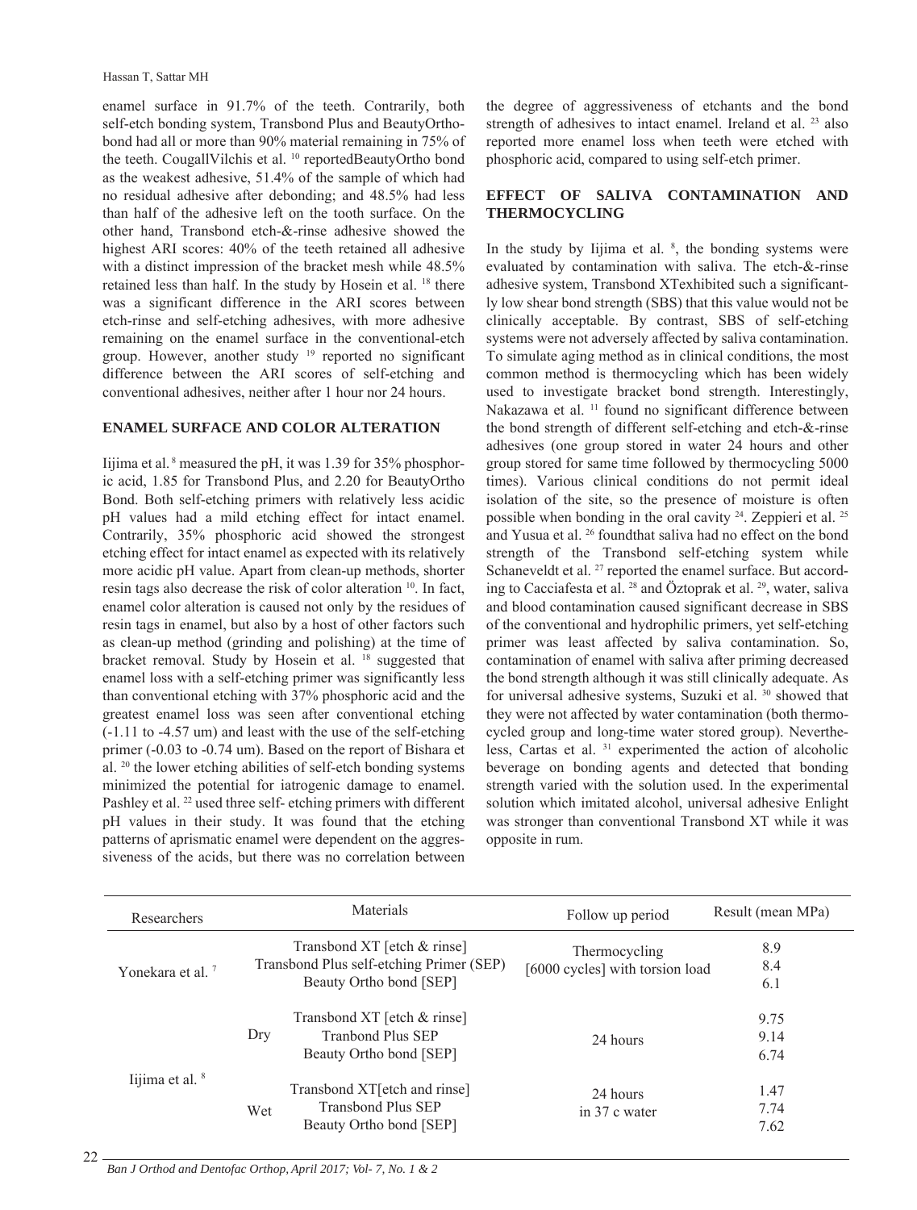enamel surface in 91.7% of the teeth. Contrarily, both self-etch bonding system, Transbond Plus and BeautyOrthobond had all or more than 90% material remaining in 75% of the teeth. CougallVilchis et al. [10] reportedBeautyOrtho bond as the weakest adhesive, 51.4% of the sample of which had no residual adhesive after debonding; and 48.5% had less than half of the adhesive left on the tooth surface. On the other hand, Transbond etch-&-rinse adhesive showed the highest ARI scores: 40% of the teeth retained all adhesive with a distinct impression of the bracket mesh while 48.5% retained less than half. In the study by Hosein et al. [18] there was a significant difference in the ARI scores between etch-rinse and self-etching adhesives, with more adhesive remaining on the enamel surface in the conventional-etch group. However, another study [19] reported no significant difference between the ARI scores of self-etching and conventional adhesives, neither after 1 hour nor 24 hours.

## ENAMEL SURFACE AND COLOR ALTERATION

Iijima et al. [8] measured the pH, it was 1.39 for 35% phosphoric acid, 1.85 for Transbond Plus, and 2.20 for BeautyOrtho Bond. Both self-etching primers with relatively less acidic pH values had a mild etching effect for intact enamel. Contrarily, 35% phosphoric acid showed the strongest etching effect for intact enamel as expected with its relatively more acidic pH value. Apart from clean-up methods, shorter resin tags also decrease the risk of color alteration [10]. In fact, enamel color alteration is caused not only by the residues of resin tags in enamel, but also by a host of other factors such as clean-up method (grinding and polishing) at the time of bracket removal. Study by Hosein et al. [18] suggested that enamel loss with a self-etching primer was significantly less than conventional etching with 37% phosphoric acid and the greatest enamel loss was seen after conventional etching (-1.11 to -4.57 um) and least with the use of the self-etching primer (-0.03 to -0.74 um). Based on the report of Bishara et al. [20] the lower etching abilities of self-etch bonding systems minimized the potential for iatrogenic damage to enamel. Pashley et al. [22] used three self- etching primers with different pH values in their study. It was found that the etching patterns of aprismatic enamel were dependent on the aggressiveness of the acids, but there was no correlation between the degree of aggressiveness of etchants and the bond strength of adhesives to intact enamel. Ireland et al. [23] also reported more enamel loss when teeth were etched with phosphoric acid, compared to using self-etch primer.

## EFFECT OF SALIVA CONTAMINATION AND THERMOCYCLING

In the study by Iijima et al. [8], the bonding systems were evaluated by contamination with saliva. The etch-&-rinse adhesive system, Transbond XTexhibited such a significantly low shear bond strength (SBS) that this value would not be clinically acceptable. By contrast, SBS of self-etching systems were not adversely affected by saliva contamination. To simulate aging method as in clinical conditions, the most common method is thermocycling which has been widely used to investigate bracket bond strength. Interestingly, Nakazawa et al. [11] found no significant difference between the bond strength of different self-etching and etch-&-rinse adhesives (one group stored in water 24 hours and other group stored for same time followed by thermocycling 5000 times). Various clinical conditions do not permit ideal isolation of the site, so the presence of moisture is often possible when bonding in the oral cavity [24]. Zeppieri et al. [25] and Yusua et al. [26] foundthat saliva had no effect on the bond strength of the Transbond self-etching system while Schaneveldt et al. [27] reported the enamel surface. But according to Cacciafesta et al. [28] and Öztoprak et al. [29], water, saliva and blood contamination caused significant decrease in SBS of the conventional and hydrophilic primers, yet self-etching primer was least affected by saliva contamination. So, contamination of enamel with saliva after priming decreased the bond strength although it was still clinically adequate. As for universal adhesive systems, Suzuki et al. [30] showed that they were not affected by water contamination (both thermocycled group and long-time water stored group). Nevertheless, Cartas et al. [31] experimented the action of alcoholic beverage on bonding agents and detected that bonding strength varied with the solution used. In the experimental solution which imitated alcohol, universal adhesive Enlight was stronger than conventional Transbond XT while it was opposite in rum.

| Researchers | | Materials | Follow up period | Result (mean MPa) |
|---|---|---|---|---|
| Yonekara et al. [7] | | Transbond XT [etch & rinse]<br>Transbond Plus self-etching Primer (SEP)<br>Beauty Ortho bond [SEP] | Thermocycling<br>[6000 cycles] with torsion load | 8.9<br>8.4<br>6.1 |
| Iijima et al. [8] | Dry | Transbond XT [etch & rinse]<br>Tranbond Plus SEP<br>Beauty Ortho bond [SEP] | 24 hours | 9.75<br>9.14<br>6.74 |
| | Wet | Transbond XT[etch and rinse]<br>Transbond Plus SEP<br>Beauty Ortho bond [SEP] | 24 hours<br>in 37 c water | 1.47<br>7.74<br>7.62 |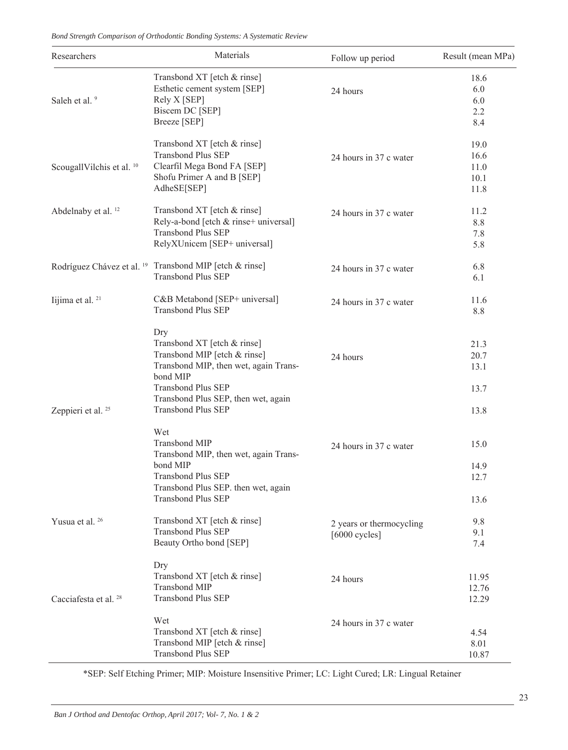| Researchers | Materials | Follow up period | Result (mean MPa) |
|---|---|---|---|
| Saleh et al. [9] | Transbond XT [etch & rinse] | 24 hours | 18.6 |
| | Esthetic cement system [SEP] | | 6.0 |
| | Rely X [SEP] | | 6.0 |
| | Biscem DC [SEP] | | 2.2 |
| | Breeze [SEP] | | 8.4 |
| ScougallVilchis et al. [10] | Transbond XT [etch & rinse] | 24 hours in 37 c water | 19.0 |
| | Transbond Plus SEP | | 16.6 |
| | Clearfil Mega Bond FA [SEP] | | 11.0 |
| | Shofu Primer A and B [SEP] | | 10.1 |
| | AdheSE[SEP] | | 11.8 |
| Abdelnaby et al. [12] | Transbond XT [etch & rinse] | 24 hours in 37 c water | 11.2 |
| | Rely-a-bond [etch & rinse+ universal] | | 8.8 |
| | Transbond Plus SEP | | 7.8 |
| | RelyXUnicem [SEP+ universal] | | 5.8 |
| Rodríguez Chávez et al. [19] | Transbond MIP [etch & rinse] | 24 hours in 37 c water | 6.8 |
| | Transbond Plus SEP | | 6.1 |
| Iijima et al. [21] | C&B Metabond [SEP+ universal] | 24 hours in 37 c water | 11.6 |
| | Transbond Plus SEP | | 8.8 |
| Zeppieri et al. [25] | Dry | | |
| | Transbond XT [etch & rinse] | 24 hours | 21.3 |
| | Transbond MIP [etch & rinse] | | 20.7 |
| | Transbond MIP, then wet, again Transbond MIP | | 13.1 |
| | Transbond Plus SEP | | 13.7 |
| | Transbond Plus SEP, then wet, again Transbond Plus SEP | | 13.8 |
| | Wet | | |
| | Transbond MIP | 24 hours in 37 c water | 15.0 |
| | Transbond MIP, then wet, again Transbond MIP | | 14.9 |
| | Transbond Plus SEP | | 12.7 |
| | Transbond Plus SEP. then wet, again Transbond Plus SEP | | 13.6 |
| Yusua et al. [26] | Transbond XT [etch & rinse] | 2 years or thermocycling [6000 cycles] | 9.8 |
| | Transbond Plus SEP | | 9.1 |
| | Beauty Ortho bond [SEP] | | 7.4 |
| Cacciafesta et al. [28] | Dry | | |
| | Transbond XT [etch & rinse] | 24 hours | 11.95 |
| | Transbond MIP | | 12.76 |
| | Transbond Plus SEP | | 12.29 |
| | Wet | 24 hours in 37 c water | |
| | Transbond XT [etch & rinse] | | 4.54 |
| | Transbond MIP [etch & rinse] | | 8.01 |
| | Transbond Plus SEP | | 10.87 |

*SEP: Self Etching Primer; MIP: Moisture Insensitive Primer; LC: Light Cured; LR: Lingual Retainer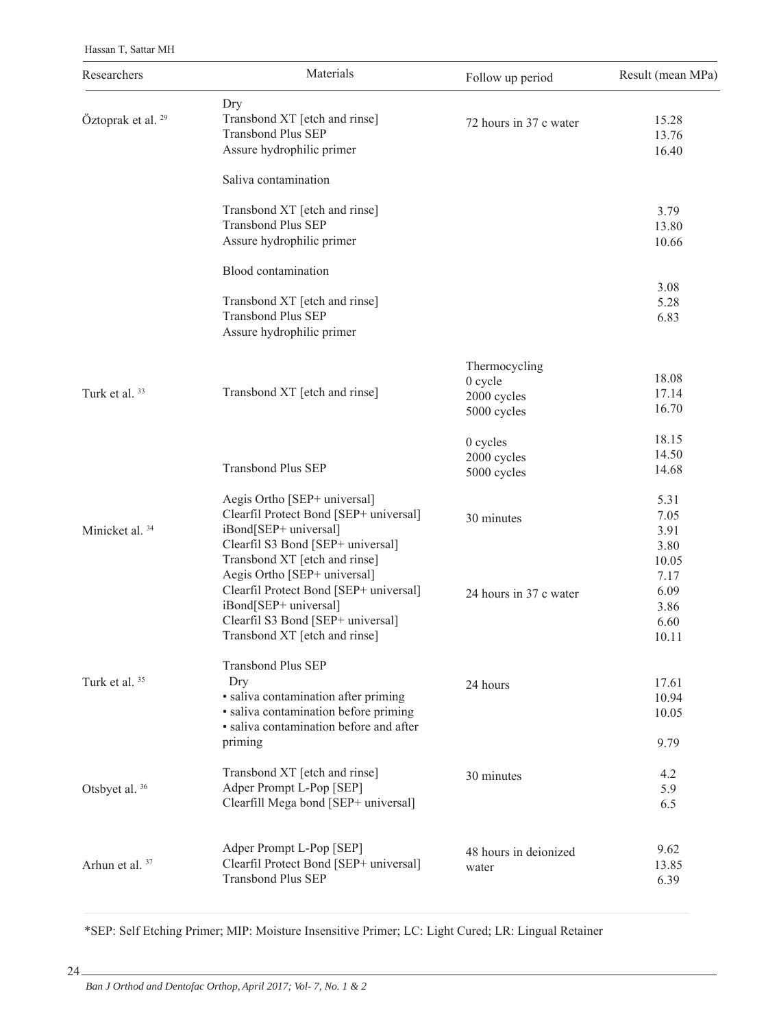| Researchers | Materials | Follow up period | Result (mean MPa) |
|---|---|---|---|
| Öztoprak et al. [29] | Dry | 72 hours in 37 c water | |
| | Transbond XT [etch and rinse] | | 15.28 |
| | Transbond Plus SEP | | 13.76 |
| | Assure hydrophilic primer | | 16.40 |
| | Saliva contamination | | |
| | Transbond XT [etch and rinse] | | 3.79 |
| | Transbond Plus SEP | | 13.80 |
| | Assure hydrophilic primer | | 10.66 |
| | Blood contamination | | |
| | Transbond XT [etch and rinse] | | 3.08 |
| | Transbond Plus SEP | | 5.28 |
| | Assure hydrophilic primer | | 6.83 |
| Turk et al. [33] | Transbond XT [etch and rinse] | Thermocycling | |
| | | 0 cycle | 18.08 |
| | | 2000 cycles | 17.14 |
| | | 5000 cycles | 16.70 |
| | Transbond Plus SEP | 0 cycles | 18.15 |
| | | 2000 cycles | 14.50 |
| | | 5000 cycles | 14.68 |
| Minicket al. [34] | Aegis Ortho [SEP+ universal] | 30 minutes | 5.31 |
| | Clearfil Protect Bond [SEP+ universal] | | 7.05 |
| | iBond[SEP+ universal] | | 3.91 |
| | Clearfil S3 Bond [SEP+ universal] | | 3.80 |
| | Transbond XT [etch and rinse] | | 10.05 |
| | Aegis Ortho [SEP+ universal] | 24 hours in 37 c water | 7.17 |
| | Clearfil Protect Bond [SEP+ universal] | | 6.09 |
| | iBond[SEP+ universal] | | 3.86 |
| | Clearfil S3 Bond [SEP+ universal] | | 6.60 |
| | Transbond XT [etch and rinse] | | 10.11 |
| Turk et al. [35] | Transbond Plus SEP | 24 hours | |
| | Dry | | 17.61 |
| | • saliva contamination after priming | | 10.94 |
| | • saliva contamination before priming | | 10.05 |
| | • saliva contamination before and after priming | | 9.79 |
| Otsbyet al. [36] | Transbond XT [etch and rinse] | 30 minutes | 4.2 |
| | Adper Prompt L-Pop [SEP] | | 5.9 |
| | Clearfill Mega bond [SEP+ universal] | | 6.5 |
| Arhun et al. [37] | Adper Prompt L-Pop [SEP] | 48 hours in deionized water | 9.62 |
| | Clearfil Protect Bond [SEP+ universal] | | 13.85 |
| | Transbond Plus SEP | | 6.39 |

*SEP: Self Etching Primer; MIP: Moisture Insensitive Primer; LC: Light Cured; LR: Lingual Retainer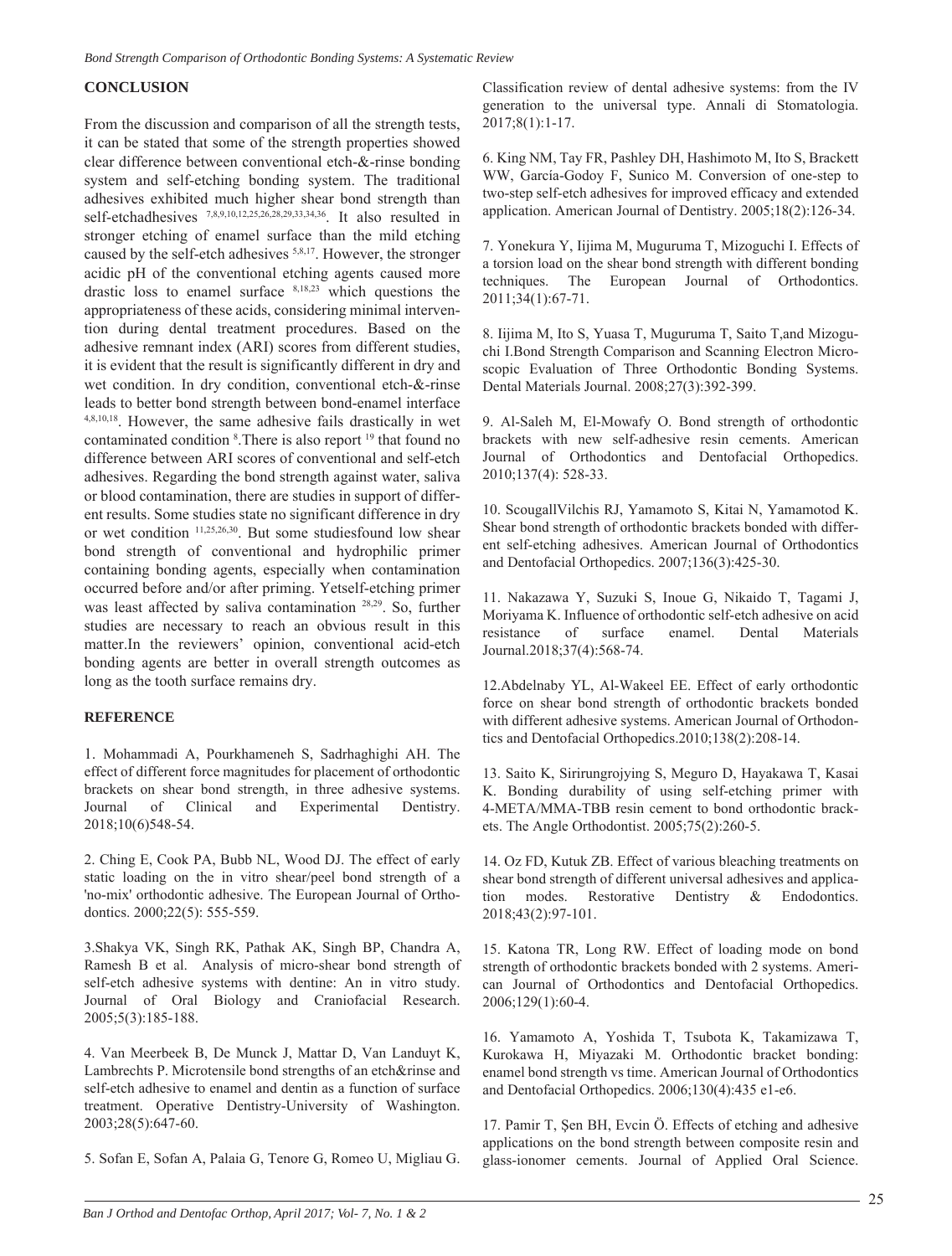## CONCLUSION

From the discussion and comparison of all the strength tests, it can be stated that some of the strength properties showed clear difference between conventional etch-&-rinse bonding system and self-etching bonding system. The traditional adhesives exhibited much higher shear bond strength than self-etchadhesives [7,8,9,10,12,25,26,28,29,33,34,36]. It also resulted in stronger etching of enamel surface than the mild etching caused by the self-etch adhesives [5,8,17]. However, the stronger acidic pH of the conventional etching agents caused more drastic loss to enamel surface [8,18,23] which questions the appropriateness of these acids, considering minimal intervention during dental treatment procedures. Based on the adhesive remnant index (ARI) scores from different studies, it is evident that the result is significantly different in dry and wet condition. In dry condition, conventional etch-&-rinse leads to better bond strength between bond-enamel interface [4,8,10,18]. However, the same adhesive fails drastically in wet contaminated condition [8].There is also report [19] that found no difference between ARI scores of conventional and self-etch adhesives. Regarding the bond strength against water, saliva or blood contamination, there are studies in support of different results. Some studies state no significant difference in dry or wet condition [11,25,26,30]. But some studiesfound low shear bond strength of conventional and hydrophilic primer containing bonding agents, especially when contamination occurred before and/or after priming. Yetself-etching primer was least affected by saliva contamination [28,29]. So, further studies are necessary to reach an obvious result in this matter.In the reviewers' opinion, conventional acid-etch bonding agents are better in overall strength outcomes as long as the tooth surface remains dry.

## REFERENCE

1. Mohammadi A, Pourkhameneh S, Sadrhaghighi AH. The effect of different force magnitudes for placement of orthodontic brackets on shear bond strength, in three adhesive systems. Journal of Clinical and Experimental Dentistry. 2018;10(6)548-54.

2. Ching E, Cook PA, Bubb NL, Wood DJ. The effect of early static loading on the in vitro shear/peel bond strength of a 'no-mix' orthodontic adhesive. The European Journal of Orthodontics. 2000;22(5): 555-559.

3.Shakya VK, Singh RK, Pathak AK, Singh BP, Chandra A, Ramesh B et al. Analysis of micro-shear bond strength of self-etch adhesive systems with dentine: An in vitro study. Journal of Oral Biology and Craniofacial Research. 2005;5(3):185-188.

4. Van Meerbeek B, De Munck J, Mattar D, Van Landuyt K, Lambrechts P. Microtensile bond strengths of an etch&rinse and self-etch adhesive to enamel and dentin as a function of surface treatment. Operative Dentistry-University of Washington. 2003;28(5):647-60.

5. Sofan E, Sofan A, Palaia G, Tenore G, Romeo U, Migliau G. Classification review of dental adhesive systems: from the IV generation to the universal type. Annali di Stomatologia. 2017;8(1):1-17.

6. King NM, Tay FR, Pashley DH, Hashimoto M, Ito S, Brackett WW, García-Godoy F, Sunico M. Conversion of one-step to two-step self-etch adhesives for improved efficacy and extended application. American Journal of Dentistry. 2005;18(2):126-34.

7. Yonekura Y, Iijima M, Muguruma T, Mizoguchi I. Effects of a torsion load on the shear bond strength with different bonding techniques. The European Journal of Orthodontics. 2011;34(1):67-71.

8. Iijima M, Ito S, Yuasa T, Muguruma T, Saito T,and Mizoguchi I.Bond Strength Comparison and Scanning Electron Microscopic Evaluation of Three Orthodontic Bonding Systems. Dental Materials Journal. 2008;27(3):392-399.

9. Al-Saleh M, El-Mowafy O. Bond strength of orthodontic brackets with new self-adhesive resin cements. American Journal of Orthodontics and Dentofacial Orthopedics. 2010;137(4): 528-33.

10. ScougallVilchis RJ, Yamamoto S, Kitai N, Yamamotod K. Shear bond strength of orthodontic brackets bonded with different self-etching adhesives. American Journal of Orthodontics and Dentofacial Orthopedics. 2007;136(3):425-30.

11. Nakazawa Y, Suzuki S, Inoue G, Nikaido T, Tagami J, Moriyama K. Influence of orthodontic self-etch adhesive on acid resistance of surface enamel. Dental Materials Journal.2018;37(4):568-74.

12.Abdelnaby YL, Al-Wakeel EE. Effect of early orthodontic force on shear bond strength of orthodontic brackets bonded with different adhesive systems. American Journal of Orthodontics and Dentofacial Orthopedics.2010;138(2):208-14.

13. Saito K, Sirirungrojying S, Meguro D, Hayakawa T, Kasai K. Bonding durability of using self-etching primer with 4-META/MMA-TBB resin cement to bond orthodontic brackets. The Angle Orthodontist. 2005;75(2):260-5.

14. Oz FD, Kutuk ZB. Effect of various bleaching treatments on shear bond strength of different universal adhesives and application modes. Restorative Dentistry & Endodontics. 2018;43(2):97-101.

15. Katona TR, Long RW. Effect of loading mode on bond strength of orthodontic brackets bonded with 2 systems. American Journal of Orthodontics and Dentofacial Orthopedics. 2006;129(1):60-4.

16. Yamamoto A, Yoshida T, Tsubota K, Takamizawa T, Kurokawa H, Miyazaki M. Orthodontic bracket bonding: enamel bond strength vs time. American Journal of Orthodontics and Dentofacial Orthopedics. 2006;130(4):435 e1-e6.

17. Pamir T, Şen BH, Evcin Ö. Effects of etching and adhesive applications on the bond strength between composite resin and glass-ionomer cements. Journal of Applied Oral Science.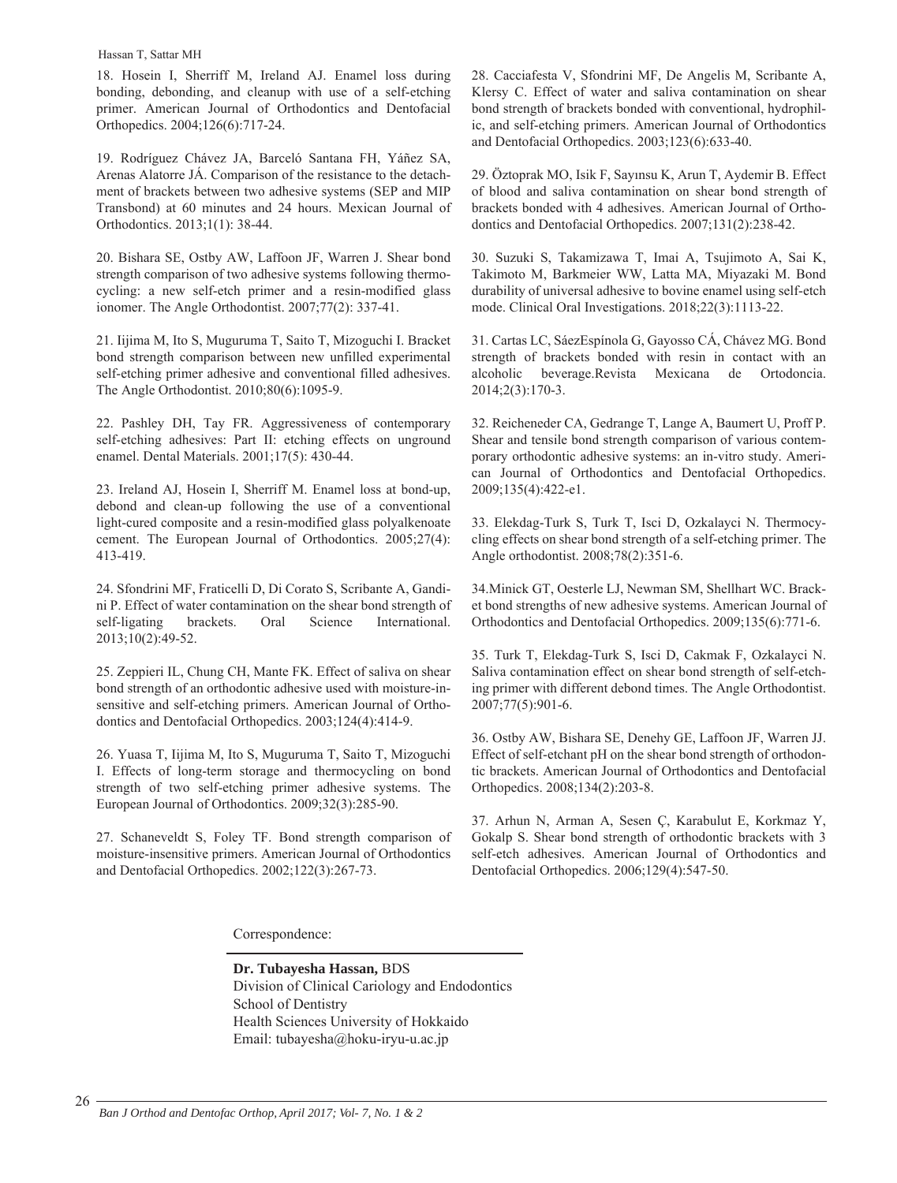18. Hosein I, Sherriff M, Ireland AJ. Enamel loss during bonding, debonding, and cleanup with use of a self-etching primer. American Journal of Orthodontics and Dentofacial Orthopedics. 2004;126(6):717-24.

19. Rodríguez Chávez JA, Barceló Santana FH, Yáñez SA, Arenas Alatorre JÁ. Comparison of the resistance to the detachment of brackets between two adhesive systems (SEP and MIP Transbond) at 60 minutes and 24 hours. Mexican Journal of Orthodontics. 2013;1(1): 38-44.

20. Bishara SE, Ostby AW, Laffoon JF, Warren J. Shear bond strength comparison of two adhesive systems following thermocycling: a new self-etch primer and a resin-modified glass ionomer. The Angle Orthodontist. 2007;77(2): 337-41.

21. Iijima M, Ito S, Muguruma T, Saito T, Mizoguchi I. Bracket bond strength comparison between new unfilled experimental self-etching primer adhesive and conventional filled adhesives. The Angle Orthodontist. 2010;80(6):1095-9.

22. Pashley DH, Tay FR. Aggressiveness of contemporary self-etching adhesives: Part II: etching effects on unground enamel. Dental Materials. 2001;17(5): 430-44.

23. Ireland AJ, Hosein I, Sherriff M. Enamel loss at bond-up, debond and clean-up following the use of a conventional light-cured composite and a resin-modified glass polyalkenoate cement. The European Journal of Orthodontics. 2005;27(4): 413-419.

24. Sfondrini MF, Fraticelli D, Di Corato S, Scribante A, Gandini P. Effect of water contamination on the shear bond strength of self-ligating brackets. Oral Science International. 2013;10(2):49-52.

25. Zeppieri IL, Chung CH, Mante FK. Effect of saliva on shear bond strength of an orthodontic adhesive used with moisture-insensitive and self-etching primers. American Journal of Orthodontics and Dentofacial Orthopedics. 2003;124(4):414-9.

26. Yuasa T, Iijima M, Ito S, Muguruma T, Saito T, Mizoguchi I. Effects of long-term storage and thermocycling on bond strength of two self-etching primer adhesive systems. The European Journal of Orthodontics. 2009;32(3):285-90.

27. Schaneveldt S, Foley TF. Bond strength comparison of moisture-insensitive primers. American Journal of Orthodontics and Dentofacial Orthopedics. 2002;122(3):267-73.

28. Cacciafesta V, Sfondrini MF, De Angelis M, Scribante A, Klersy C. Effect of water and saliva contamination on shear bond strength of brackets bonded with conventional, hydrophilic, and self-etching primers. American Journal of Orthodontics and Dentofacial Orthopedics. 2003;123(6):633-40.

29. Öztoprak MO, Isik F, Sayınsu K, Arun T, Aydemir B. Effect of blood and saliva contamination on shear bond strength of brackets bonded with 4 adhesives. American Journal of Orthodontics and Dentofacial Orthopedics. 2007;131(2):238-42.

30. Suzuki S, Takamizawa T, Imai A, Tsujimoto A, Sai K, Takimoto M, Barkmeier WW, Latta MA, Miyazaki M. Bond durability of universal adhesive to bovine enamel using self-etch mode. Clinical Oral Investigations. 2018;22(3):1113-22.

31. Cartas LC, SáezEspínola G, Gayosso CÁ, Chávez MG. Bond strength of brackets bonded with resin in contact with an alcoholic beverage.Revista Mexicana de Ortodoncia. 2014;2(3):170-3.

32. Reicheneder CA, Gedrange T, Lange A, Baumert U, Proff P. Shear and tensile bond strength comparison of various contemporary orthodontic adhesive systems: an in-vitro study. American Journal of Orthodontics and Dentofacial Orthopedics. 2009;135(4):422-e1.

33. Elekdag-Turk S, Turk T, Isci D, Ozkalayci N. Thermocycling effects on shear bond strength of a self-etching primer. The Angle orthodontist. 2008;78(2):351-6.

34.Minick GT, Oesterle LJ, Newman SM, Shellhart WC. Bracket bond strengths of new adhesive systems. American Journal of Orthodontics and Dentofacial Orthopedics. 2009;135(6):771-6.

35. Turk T, Elekdag-Turk S, Isci D, Cakmak F, Ozkalayci N. Saliva contamination effect on shear bond strength of self-etching primer with different debond times. The Angle Orthodontist. 2007;77(5):901-6.

36. Ostby AW, Bishara SE, Denehy GE, Laffoon JF, Warren JJ. Effect of self-etchant pH on the shear bond strength of orthodontic brackets. American Journal of Orthodontics and Dentofacial Orthopedics. 2008;134(2):203-8.

37. Arhun N, Arman A, Sesen Ç, Karabulut E, Korkmaz Y, Gokalp S. Shear bond strength of orthodontic brackets with 3 self-etch adhesives. American Journal of Orthodontics and Dentofacial Orthopedics. 2006;129(4):547-50.

Correspondence:

**Dr. Tubayesha Hassan,** BDS
Division of Clinical Cariology and Endodontics
School of Dentistry
Health Sciences University of Hokkaido
Email: tubayesha@hoku-iryu-u.ac.jp